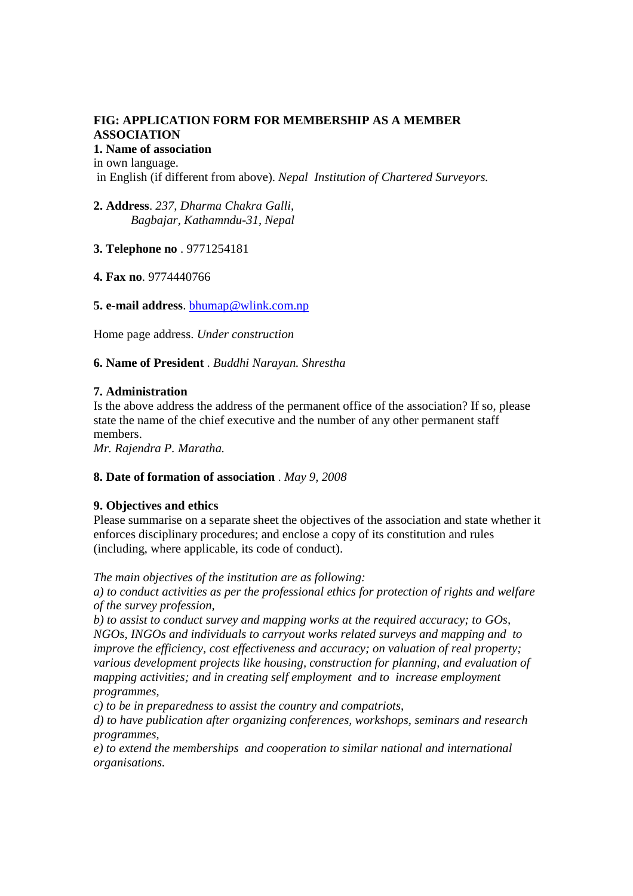**FIG: APPLICATION FORM FOR MEMBERSHIP AS A MEMBER ASSOCIATION**

**1. Name of association**

in own language.

in English (if different from above). *Nepal Institution of Chartered Surveyors.*

**2. Address**. *237, Dharma Chakra Galli,*
*Bagbajar, Kathamndu-31, Nepal*

**3. Telephone no** . 9771254181

**4. Fax no**. 9774440766

**5. e-mail address**. bhumap@wlink.com.np

Home page address. *Under construction*

**6. Name of President** . *Buddhi Narayan. Shrestha*

**7. Administration**

Is the above address the address of the permanent office of the association? If so, please state the name of the chief executive and the number of any other permanent staff members.

*Mr. Rajendra P. Maratha.*

**8. Date of formation of association** . *May 9, 2008*

**9. Objectives and ethics**

Please summarise on a separate sheet the objectives of the association and state whether it enforces disciplinary procedures; and enclose a copy of its constitution and rules (including, where applicable, its code of conduct).

*The main objectives of the institution are as following:*

*a) to conduct activities as per the professional ethics for protection of rights and welfare of the survey profession,*

*b) to assist to conduct survey and mapping works at the required accuracy; to GOs, NGOs, INGOs and individuals to carryout works related surveys and mapping and to improve the efficiency, cost effectiveness and accuracy; on valuation of real property; various development projects like housing, construction for planning, and evaluation of mapping activities; and in creating self employment and to increase employment programmes,*

*c) to be in preparedness to assist the country and compatriots,*

*d) to have publication after organizing conferences, workshops, seminars and research programmes,*

*e) to extend the memberships and cooperation to similar national and international organisations.*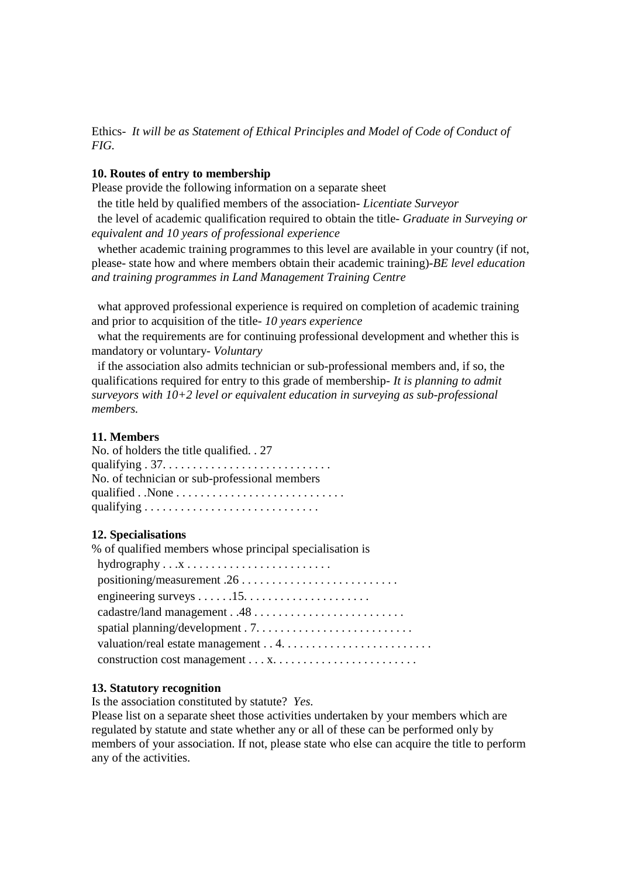Ethics- *It will be as Statement of Ethical Principles and Model of Code of Conduct of FIG.*

**10. Routes of entry to membership**

Please provide the following information on a separate sheet

the title held by qualified members of the association- *Licentiate Surveyor*

the level of academic qualification required to obtain the title- *Graduate in Surveying or equivalent and 10 years of professional experience*

whether academic training programmes to this level are available in your country (if not, please- state how and where members obtain their academic training)-*BE level education and training programmes in Land Management Training Centre*

what approved professional experience is required on completion of academic training and prior to acquisition of the title- *10 years experience*

what the requirements are for continuing professional development and whether this is mandatory or voluntary- *Voluntary*

if the association also admits technician or sub-professional members and, if so, the qualifications required for entry to this grade of membership- *It is planning to admit surveyors with 10+2 level or equivalent education in surveying as sub-professional members.*

**11. Members**

No. of holders the title qualified. . 27
qualifying . 37. . . . . . . . . . . . . . . . . . . . . . . . . . . .
No. of technician or sub-professional members
qualified . .None . . . . . . . . . . . . . . . . . . . . . . . . . . . .
qualifying . . . . . . . . . . . . . . . . . . . . . . . . . . . . .

**12. Specialisations**

% of qualified members whose principal specialisation is
hydrography . . .x . . . . . . . . . . . . . . . . . . . . . . . .
positioning/measurement .26 . . . . . . . . . . . . . . . . . . . . . . . . . .
engineering surveys . . . . . .15. . . . . . . . . . . . . . . . . . . . .
cadastre/land management . .48 . . . . . . . . . . . . . . . . . . . . . . . . .
spatial planning/development . 7. . . . . . . . . . . . . . . . . . . . . . . . . .
valuation/real estate management . . 4. . . . . . . . . . . . . . . . . . . . . . . . .
construction cost management . . . x. . . . . . . . . . . . . . . . . . . . . . .

**13. Statutory recognition**

Is the association constituted by statute? *Yes.*

Please list on a separate sheet those activities undertaken by your members which are regulated by statute and state whether any or all of these can be performed only by members of your association. If not, please state who else can acquire the title to perform any of the activities.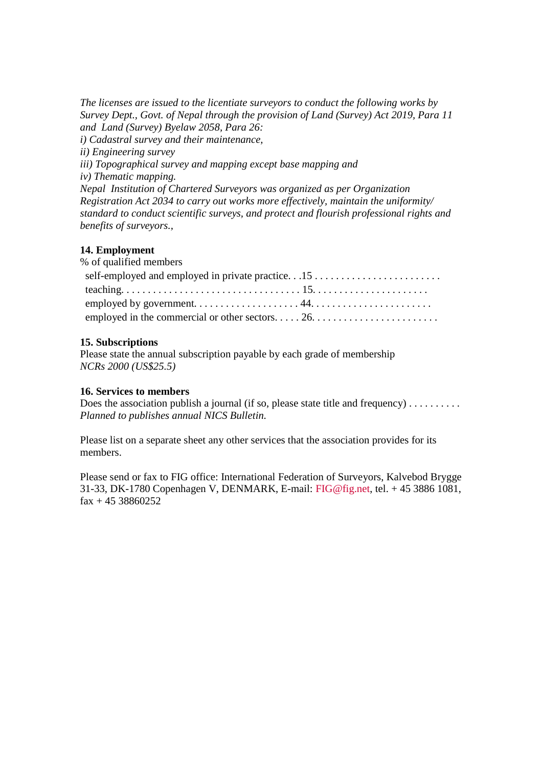*The licenses are issued to the licentiate surveyors to conduct the following works by Survey Dept., Govt. of Nepal through the provision of Land (Survey) Act 2019, Para 11 and Land (Survey) Byelaw 2058, Para 26:*
*i) Cadastral survey and their maintenance,*
*ii) Engineering survey*
*iii) Topographical survey and mapping except base mapping and*
*iv) Thematic mapping.*
*Nepal Institution of Chartered Surveyors was organized as per Organization Registration Act 2034 to carry out works more effectively, maintain the uniformity/ standard to conduct scientific surveys, and protect and flourish professional rights and benefits of surveyors.,*

**14. Employment**

% of qualified members

self-employed and employed in private practice. . .15 . . . . . . . . . . . . . . . . . . . . . . . .
teaching. . . . . . . . . . . . . . . . . . . . . . . . . . . . . . . . . 15. . . . . . . . . . . . . . . . . . . . . .
employed by government. . . . . . . . . . . . . . . . . . . . 44. . . . . . . . . . . . . . . . . . . . . . .
employed in the commercial or other sectors. . . . . 26. . . . . . . . . . . . . . . . . . . . . . . .

**15. Subscriptions**

Please state the annual subscription payable by each grade of membership
*NCRs 2000 (US$25.5)*

**16. Services to members**

Does the association publish a journal (if so, please state title and frequency) . . . . . . . . . .
*Planned to publishes annual NICS Bulletin.*

Please list on a separate sheet any other services that the association provides for its members.

Please send or fax to FIG office: International Federation of Surveyors, Kalvebod Brygge 31-33, DK-1780 Copenhagen V, DENMARK, E-mail: FIG@fig.net, tel. + 45 3886 1081, fax + 45 38860252